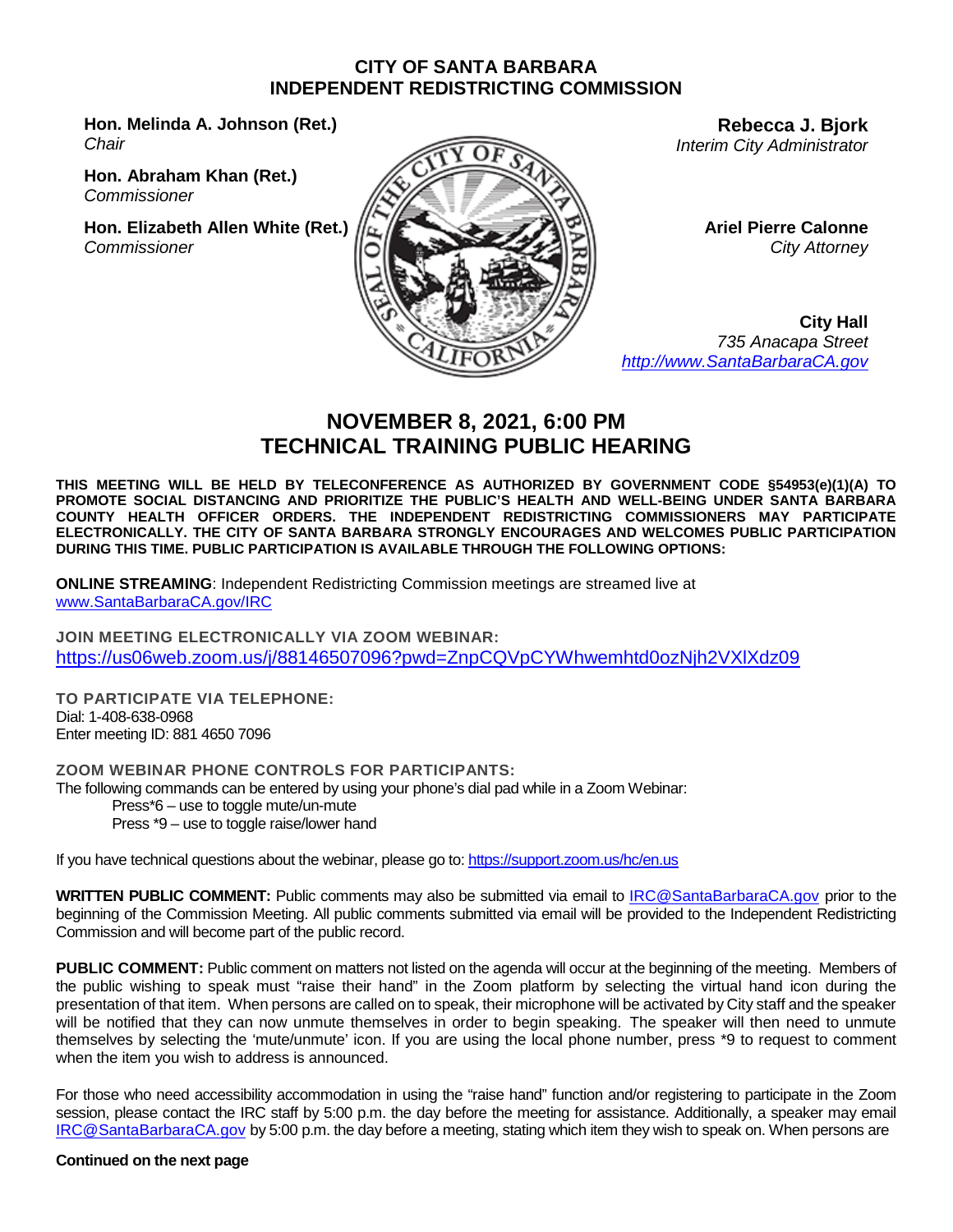# CITY OF SANTA BARBARA
# INDEPENDENT REDISTRICTING COMMISSION

**Hon. Melinda A. Johnson (Ret.)**
*Chair*

**Hon. Abraham Khan (Ret.)**
*Commissioner*

**Hon. Elizabeth Allen White (Ret.)**
*Commissioner*

**Rebecca J. Bjork**
*Interim City Administrator*

**Ariel Pierre Calonne**
*City Attorney*

**City Hall**
*735 Anacapa Street*
*http://www.SantaBarbaraCA.gov*

## NOVEMBER 8, 2021, 6:00 PM
## TECHNICAL TRAINING PUBLIC HEARING

**THIS MEETING WILL BE HELD BY TELECONFERENCE AS AUTHORIZED BY GOVERNMENT CODE §54953(e)(1)(A) TO PROMOTE SOCIAL DISTANCING AND PRIORITIZE THE PUBLIC'S HEALTH AND WELL-BEING UNDER SANTA BARBARA COUNTY HEALTH OFFICER ORDERS. THE INDEPENDENT REDISTRICTING COMMISSIONERS MAY PARTICIPATE ELECTRONICALLY. THE CITY OF SANTA BARBARA STRONGLY ENCOURAGES AND WELCOMES PUBLIC PARTICIPATION DURING THIS TIME. PUBLIC PARTICIPATION IS AVAILABLE THROUGH THE FOLLOWING OPTIONS:**

**ONLINE STREAMING**: Independent Redistricting Commission meetings are streamed live at www.SantaBarbaraCA.gov/IRC

**JOIN MEETING ELECTRONICALLY VIA ZOOM WEBINAR:**
https://us06web.zoom.us/j/88146507096?pwd=ZnpCQVpCYWhwemhtd0ozNjh2VXlXdz09

**TO PARTICIPATE VIA TELEPHONE:**
Dial: 1-408-638-0968
Enter meeting ID: 881 4650 7096

**ZOOM WEBINAR PHONE CONTROLS FOR PARTICIPANTS:**
The following commands can be entered by using your phone's dial pad while in a Zoom Webinar:
- Press*6 – use to toggle mute/un-mute
- Press *9 – use to toggle raise/lower hand

If you have technical questions about the webinar, please go to: https://support.zoom.us/hc/en.us

**WRITTEN PUBLIC COMMENT:** Public comments may also be submitted via email to IRC@SantaBarbaraCA.gov prior to the beginning of the Commission Meeting. All public comments submitted via email will be provided to the Independent Redistricting Commission and will become part of the public record.

**PUBLIC COMMENT:** Public comment on matters not listed on the agenda will occur at the beginning of the meeting. Members of the public wishing to speak must "raise their hand" in the Zoom platform by selecting the virtual hand icon during the presentation of that item. When persons are called on to speak, their microphone will be activated by City staff and the speaker will be notified that they can now unmute themselves in order to begin speaking. The speaker will then need to unmute themselves by selecting the 'mute/unmute' icon. If you are using the local phone number, press *9 to request to comment when the item you wish to address is announced.

For those who need accessibility accommodation in using the "raise hand" function and/or registering to participate in the Zoom session, please contact the IRC staff by 5:00 p.m. the day before the meeting for assistance. Additionally, a speaker may email IRC@SantaBarbaraCA.gov by 5:00 p.m. the day before a meeting, stating which item they wish to speak on. When persons are

**Continued on the next page**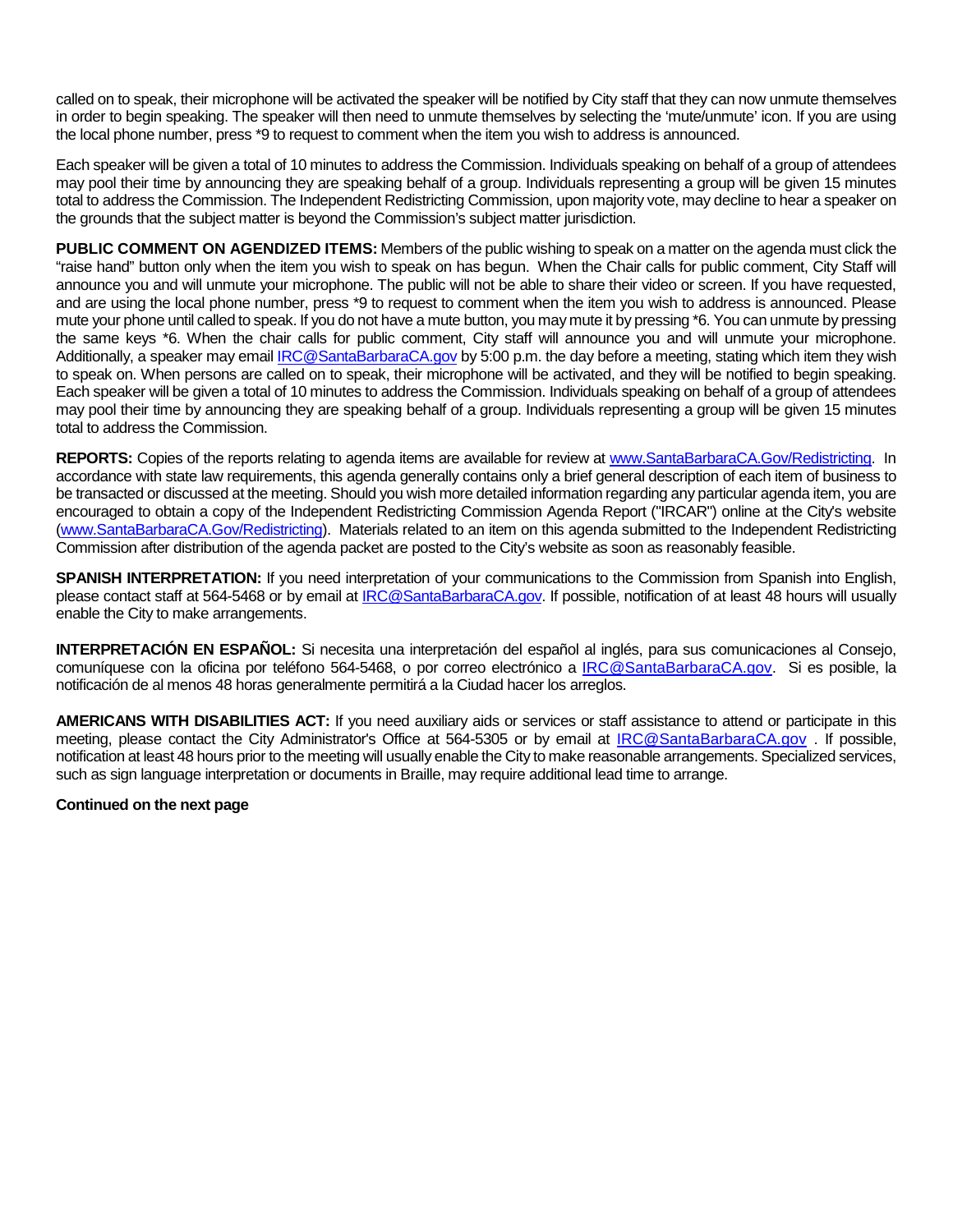called on to speak, their microphone will be activated the speaker will be notified by City staff that they can now unmute themselves in order to begin speaking. The speaker will then need to unmute themselves by selecting the 'mute/unmute' icon. If you are using the local phone number, press *9 to request to comment when the item you wish to address is announced.

Each speaker will be given a total of 10 minutes to address the Commission. Individuals speaking on behalf of a group of attendees may pool their time by announcing they are speaking behalf of a group. Individuals representing a group will be given 15 minutes total to address the Commission. The Independent Redistricting Commission, upon majority vote, may decline to hear a speaker on the grounds that the subject matter is beyond the Commission's subject matter jurisdiction.

**PUBLIC COMMENT ON AGENDIZED ITEMS:** Members of the public wishing to speak on a matter on the agenda must click the "raise hand" button only when the item you wish to speak on has begun. When the Chair calls for public comment, City Staff will announce you and will unmute your microphone. The public will not be able to share their video or screen. If you have requested, and are using the local phone number, press *9 to request to comment when the item you wish to address is announced. Please mute your phone until called to speak. If you do not have a mute button, you may mute it by pressing *6. You can unmute by pressing the same keys *6. When the chair calls for public comment, City staff will announce you and will unmute your microphone. Additionally, a speaker may email IRC@SantaBarbaraCA.gov by 5:00 p.m. the day before a meeting, stating which item they wish to speak on. When persons are called on to speak, their microphone will be activated, and they will be notified to begin speaking. Each speaker will be given a total of 10 minutes to address the Commission. Individuals speaking on behalf of a group of attendees may pool their time by announcing they are speaking behalf of a group. Individuals representing a group will be given 15 minutes total to address the Commission.

**REPORTS:** Copies of the reports relating to agenda items are available for review at www.SantaBarbaraCA.Gov/Redistricting. In accordance with state law requirements, this agenda generally contains only a brief general description of each item of business to be transacted or discussed at the meeting. Should you wish more detailed information regarding any particular agenda item, you are encouraged to obtain a copy of the Independent Redistricting Commission Agenda Report ("IRCAR") online at the City's website (www.SantaBarbaraCA.Gov/Redistricting). Materials related to an item on this agenda submitted to the Independent Redistricting Commission after distribution of the agenda packet are posted to the City's website as soon as reasonably feasible.

**SPANISH INTERPRETATION:** If you need interpretation of your communications to the Commission from Spanish into English, please contact staff at 564-5468 or by email at IRC@SantaBarbaraCA.gov. If possible, notification of at least 48 hours will usually enable the City to make arrangements.

**INTERPRETACIÓN EN ESPAÑOL:** Si necesita una interpretación del español al inglés, para sus comunicaciones al Consejo, comuníquese con la oficina por teléfono 564-5468, o por correo electrónico a IRC@SantaBarbaraCA.gov. Si es posible, la notificación de al menos 48 horas generalmente permitirá a la Ciudad hacer los arreglos.

**AMERICANS WITH DISABILITIES ACT:** If you need auxiliary aids or services or staff assistance to attend or participate in this meeting, please contact the City Administrator's Office at 564-5305 or by email at IRC@SantaBarbaraCA.gov . If possible, notification at least 48 hours prior to the meeting will usually enable the City to make reasonable arrangements. Specialized services, such as sign language interpretation or documents in Braille, may require additional lead time to arrange.

**Continued on the next page**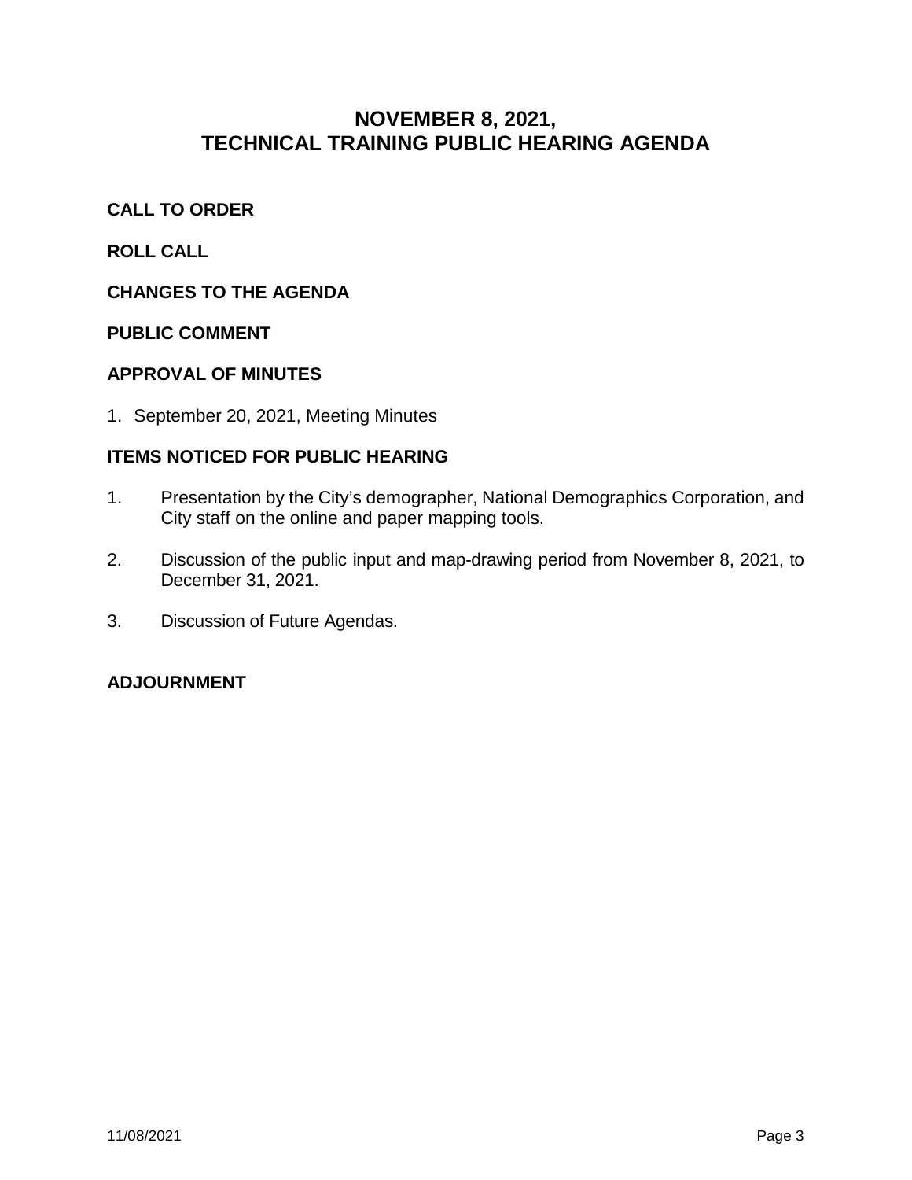# NOVEMBER 8, 2021, TECHNICAL TRAINING PUBLIC HEARING AGENDA

**CALL TO ORDER**

**ROLL CALL**

**CHANGES TO THE AGENDA**

**PUBLIC COMMENT**

**APPROVAL OF MINUTES**

1. September 20, 2021, Meeting Minutes

**ITEMS NOTICED FOR PUBLIC HEARING**

1. Presentation by the City's demographer, National Demographics Corporation, and City staff on the online and paper mapping tools.

2. Discussion of the public input and map-drawing period from November 8, 2021, to December 31, 2021.

3. Discussion of Future Agendas.

**ADJOURNMENT**